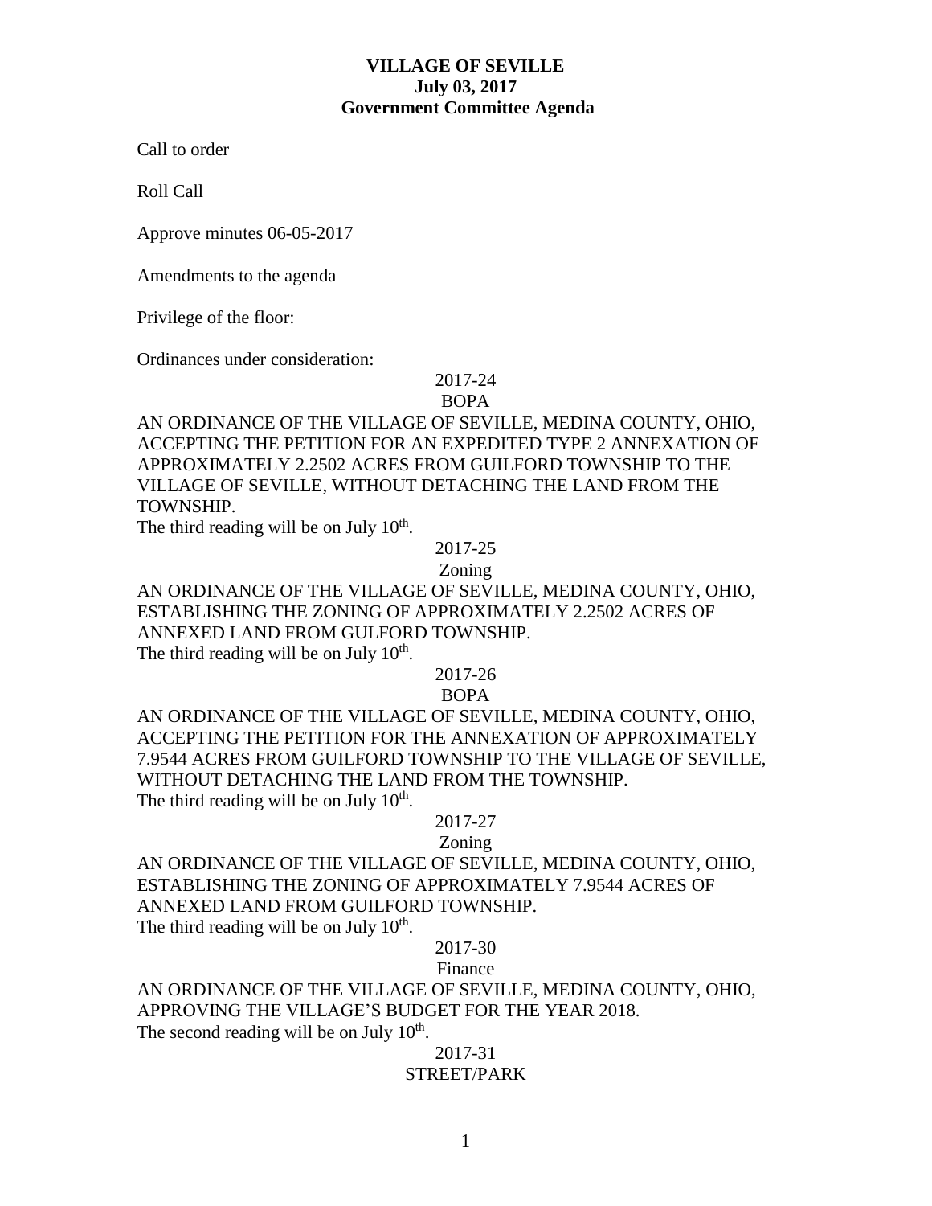**VILLAGE OF SEVILLE**
**July 03, 2017**
**Government Committee Agenda**

Call to order

Roll Call

Approve minutes 06-05-2017

Amendments to the agenda

Privilege of the floor:

Ordinances under consideration:

2017-24
BOPA

AN ORDINANCE OF THE VILLAGE OF SEVILLE, MEDINA COUNTY, OHIO, ACCEPTING THE PETITION FOR AN EXPEDITED TYPE 2 ANNEXATION OF APPROXIMATELY 2.2502 ACRES FROM GUILFORD TOWNSHIP TO THE VILLAGE OF SEVILLE, WITHOUT DETACHING THE LAND FROM THE TOWNSHIP.
The third reading will be on July 10th.

2017-25
Zoning

AN ORDINANCE OF THE VILLAGE OF SEVILLE, MEDINA COUNTY, OHIO, ESTABLISHING THE ZONING OF APPROXIMATELY 2.2502 ACRES OF ANNEXED LAND FROM GULFORD TOWNSHIP.
The third reading will be on July 10th.

2017-26
BOPA

AN ORDINANCE OF THE VILLAGE OF SEVILLE, MEDINA COUNTY, OHIO, ACCEPTING THE PETITION FOR THE ANNEXATION OF APPROXIMATELY 7.9544 ACRES FROM GUILFORD TOWNSHIP TO THE VILLAGE OF SEVILLE, WITHOUT DETACHING THE LAND FROM THE TOWNSHIP.
The third reading will be on July 10th.

2017-27
Zoning

AN ORDINANCE OF THE VILLAGE OF SEVILLE, MEDINA COUNTY, OHIO, ESTABLISHING THE ZONING OF APPROXIMATELY 7.9544 ACRES OF ANNEXED LAND FROM GUILFORD TOWNSHIP.
The third reading will be on July 10th.

2017-30
Finance

AN ORDINANCE OF THE VILLAGE OF SEVILLE, MEDINA COUNTY, OHIO, APPROVING THE VILLAGE'S BUDGET FOR THE YEAR 2018.
The second reading will be on July 10th.

2017-31
STREET/PARK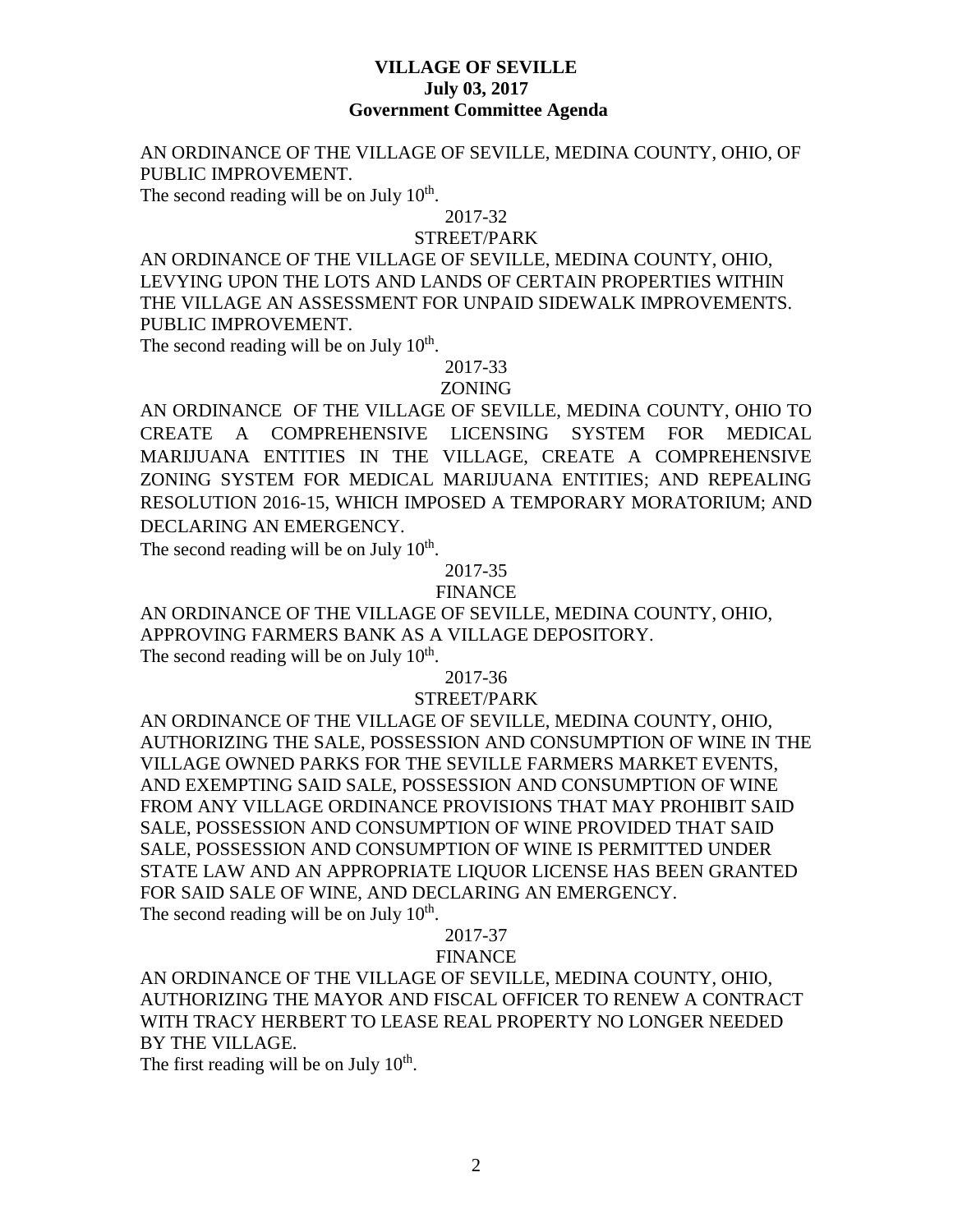**VILLAGE OF SEVILLE**
**July 03, 2017**
**Government Committee Agenda**

AN ORDINANCE OF THE VILLAGE OF SEVILLE, MEDINA COUNTY, OHIO, OF PUBLIC IMPROVEMENT.
The second reading will be on July 10th.

2017-32
STREET/PARK

AN ORDINANCE OF THE VILLAGE OF SEVILLE, MEDINA COUNTY, OHIO, LEVYING UPON THE LOTS AND LANDS OF CERTAIN PROPERTIES WITHIN THE VILLAGE AN ASSESSMENT FOR UNPAID SIDEWALK IMPROVEMENTS. PUBLIC IMPROVEMENT.
The second reading will be on July 10th.

2017-33
ZONING

AN ORDINANCE OF THE VILLAGE OF SEVILLE, MEDINA COUNTY, OHIO TO CREATE A COMPREHENSIVE LICENSING SYSTEM FOR MEDICAL MARIJUANA ENTITIES IN THE VILLAGE, CREATE A COMPREHENSIVE ZONING SYSTEM FOR MEDICAL MARIJUANA ENTITIES; AND REPEALING RESOLUTION 2016-15, WHICH IMPOSED A TEMPORARY MORATORIUM; AND DECLARING AN EMERGENCY.
The second reading will be on July 10th.

2017-35
FINANCE

AN ORDINANCE OF THE VILLAGE OF SEVILLE, MEDINA COUNTY, OHIO, APPROVING FARMERS BANK AS A VILLAGE DEPOSITORY.
The second reading will be on July 10th.

2017-36
STREET/PARK

AN ORDINANCE OF THE VILLAGE OF SEVILLE, MEDINA COUNTY, OHIO, AUTHORIZING THE SALE, POSSESSION AND CONSUMPTION OF WINE IN THE VILLAGE OWNED PARKS FOR THE SEVILLE FARMERS MARKET EVENTS, AND EXEMPTING SAID SALE, POSSESSION AND CONSUMPTION OF WINE FROM ANY VILLAGE ORDINANCE PROVISIONS THAT MAY PROHIBIT SAID SALE, POSSESSION AND CONSUMPTION OF WINE PROVIDED THAT SAID SALE, POSSESSION AND CONSUMPTION OF WINE IS PERMITTED UNDER STATE LAW AND AN APPROPRIATE LIQUOR LICENSE HAS BEEN GRANTED FOR SAID SALE OF WINE, AND DECLARING AN EMERGENCY.
The second reading will be on July 10th.

2017-37
FINANCE

AN ORDINANCE OF THE VILLAGE OF SEVILLE, MEDINA COUNTY, OHIO, AUTHORIZING THE MAYOR AND FISCAL OFFICER TO RENEW A CONTRACT WITH TRACY HERBERT TO LEASE REAL PROPERTY NO LONGER NEEDED BY THE VILLAGE.
The first reading will be on July 10th.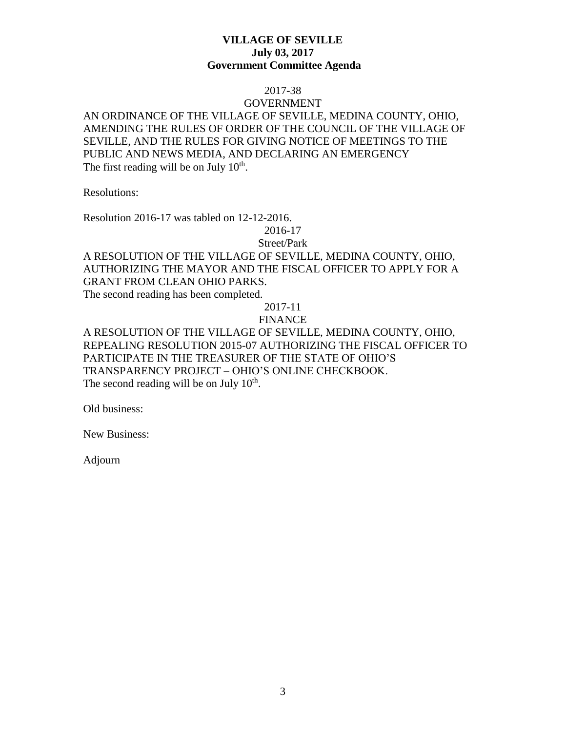**VILLAGE OF SEVILLE**
**July 03, 2017**
**Government Committee Agenda**

2017-38

GOVERNMENT

AN ORDINANCE OF THE VILLAGE OF SEVILLE, MEDINA COUNTY, OHIO, AMENDING THE RULES OF ORDER OF THE COUNCIL OF THE VILLAGE OF SEVILLE, AND THE RULES FOR GIVING NOTICE OF MEETINGS TO THE PUBLIC AND NEWS MEDIA, AND DECLARING AN EMERGENCY
The first reading will be on July 10th.

Resolutions:

Resolution 2016-17 was tabled on 12-12-2016.

2016-17

Street/Park

A RESOLUTION OF THE VILLAGE OF SEVILLE, MEDINA COUNTY, OHIO, AUTHORIZING THE MAYOR AND THE FISCAL OFFICER TO APPLY FOR A GRANT FROM CLEAN OHIO PARKS.
The second reading has been completed.

2017-11

FINANCE

A RESOLUTION OF THE VILLAGE OF SEVILLE, MEDINA COUNTY, OHIO, REPEALING RESOLUTION 2015-07 AUTHORIZING THE FISCAL OFFICER TO PARTICIPATE IN THE TREASURER OF THE STATE OF OHIO'S TRANSPARENCY PROJECT – OHIO'S ONLINE CHECKBOOK.
The second reading will be on July 10th.

Old business:

New Business:

Adjourn